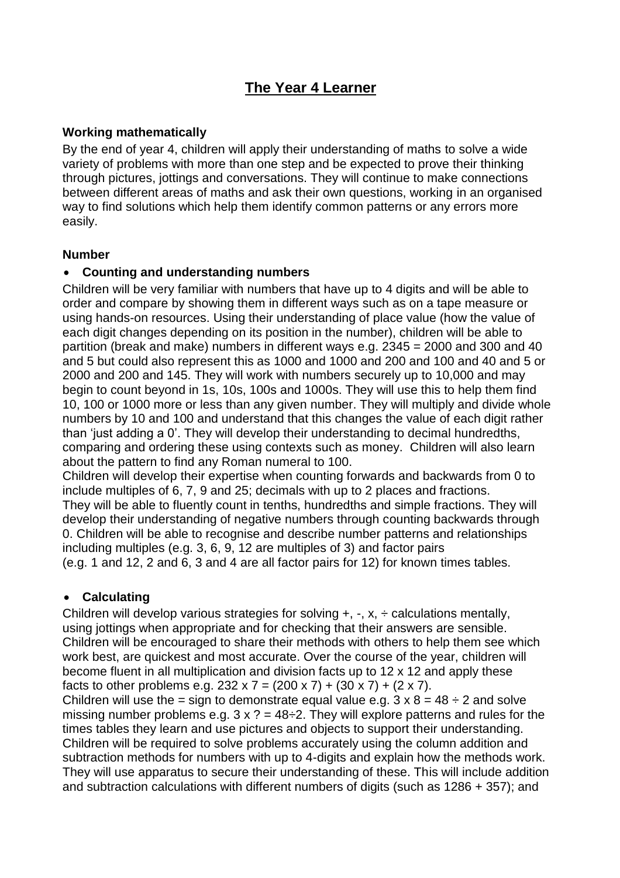# The Year 4 Learner

### Working mathematically

By the end of year 4, children will apply their understanding of maths to solve a wide variety of problems with more than one step and be expected to prove their thinking through pictures, jottings and conversations. They will continue to make connections between different areas of maths and ask their own questions, working in an organised way to find solutions which help them identify common patterns or any errors more easily.

### Number

- **Counting and understanding numbers**

Children will be very familiar with numbers that have up to 4 digits and will be able to order and compare by showing them in different ways such as on a tape measure or using hands-on resources. Using their understanding of place value (how the value of each digit changes depending on its position in the number), children will be able to partition (break and make) numbers in different ways e.g. 2345 = 2000 and 300 and 40 and 5 but could also represent this as 1000 and 1000 and 200 and 100 and 40 and 5 or 2000 and 200 and 145. They will work with numbers securely up to 10,000 and may begin to count beyond in 1s, 10s, 100s and 1000s. They will use this to help them find 10, 100 or 1000 more or less than any given number. They will multiply and divide whole numbers by 10 and 100 and understand that this changes the value of each digit rather than 'just adding a 0'. They will develop their understanding to decimal hundredths, comparing and ordering these using contexts such as money. Children will also learn about the pattern to find any Roman numeral to 100.

Children will develop their expertise when counting forwards and backwards from 0 to include multiples of 6, 7, 9 and 25; decimals with up to 2 places and fractions. They will be able to fluently count in tenths, hundredths and simple fractions. They will develop their understanding of negative numbers through counting backwards through 0. Children will be able to recognise and describe number patterns and relationships including multiples (e.g. 3, 6, 9, 12 are multiples of 3) and factor pairs (e.g. 1 and 12, 2 and 6, 3 and 4 are all factor pairs for 12) for known times tables.

- **Calculating**

Children will develop various strategies for solving +, -, x, ÷ calculations mentally, using jottings when appropriate and for checking that their answers are sensible. Children will be encouraged to share their methods with others to help them see which work best, are quickest and most accurate. Over the course of the year, children will become fluent in all multiplication and division facts up to 12 x 12 and apply these facts to other problems e.g. $232 \times 7 = (200 \times 7) + (30 \times 7) + (2 \times 7)$.

Children will use the = sign to demonstrate equal value e.g. $3 \times 8 = 48 \div 2$ and solve missing number problems e.g. $3 \times ? = 48 \div 2$. They will explore patterns and rules for the times tables they learn and use pictures and objects to support their understanding. Children will be required to solve problems accurately using the column addition and subtraction methods for numbers with up to 4-digits and explain how the methods work. They will use apparatus to secure their understanding of these. This will include addition and subtraction calculations with different numbers of digits (such as 1286 + 357); and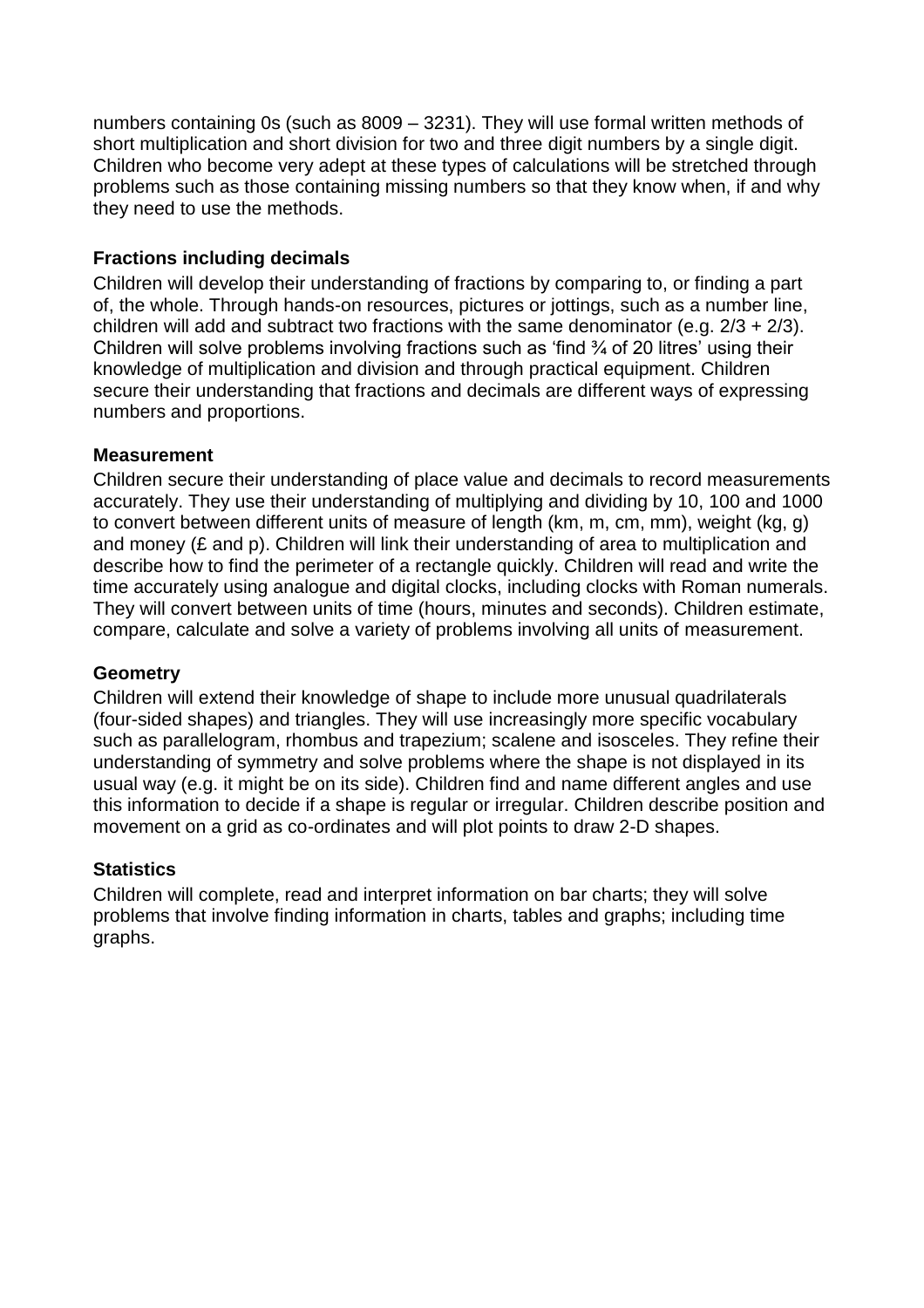numbers containing 0s (such as 8009 – 3231). They will use formal written methods of short multiplication and short division for two and three digit numbers by a single digit. Children who become very adept at these types of calculations will be stretched through problems such as those containing missing numbers so that they know when, if and why they need to use the methods.

**Fractions including decimals**

Children will develop their understanding of fractions by comparing to, or finding a part of, the whole. Through hands-on resources, pictures or jottings, such as a number line, children will add and subtract two fractions with the same denominator (e.g. 2/3 + 2/3). Children will solve problems involving fractions such as 'find ¾ of 20 litres' using their knowledge of multiplication and division and through practical equipment. Children secure their understanding that fractions and decimals are different ways of expressing numbers and proportions.

**Measurement**

Children secure their understanding of place value and decimals to record measurements accurately. They use their understanding of multiplying and dividing by 10, 100 and 1000 to convert between different units of measure of length (km, m, cm, mm), weight (kg, g) and money (£ and p). Children will link their understanding of area to multiplication and describe how to find the perimeter of a rectangle quickly. Children will read and write the time accurately using analogue and digital clocks, including clocks with Roman numerals. They will convert between units of time (hours, minutes and seconds). Children estimate, compare, calculate and solve a variety of problems involving all units of measurement.

**Geometry**

Children will extend their knowledge of shape to include more unusual quadrilaterals (four-sided shapes) and triangles. They will use increasingly more specific vocabulary such as parallelogram, rhombus and trapezium; scalene and isosceles. They refine their understanding of symmetry and solve problems where the shape is not displayed in its usual way (e.g. it might be on its side). Children find and name different angles and use this information to decide if a shape is regular or irregular. Children describe position and movement on a grid as co-ordinates and will plot points to draw 2-D shapes.

**Statistics**

Children will complete, read and interpret information on bar charts; they will solve problems that involve finding information in charts, tables and graphs; including time graphs.